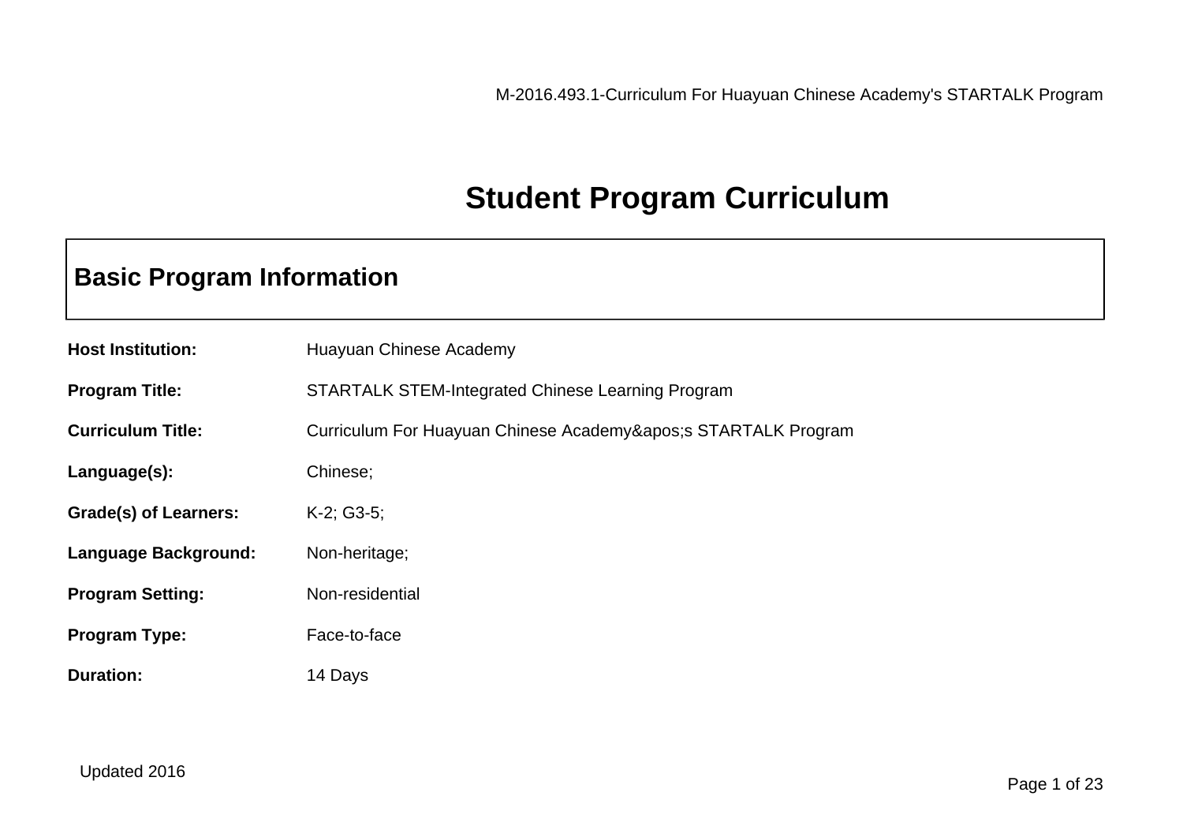# Student Program Curriculum

## Basic Program Information

**Host Institution:** Huayuan Chinese Academy

**Program Title:** STARTALK STEM-Integrated Chinese Learning Program

**Curriculum Title:** Curriculum For Huayuan Chinese Academy&apos;s STARTALK Program

**Language(s):** Chinese;

**Grade(s) of Learners:** K-2; G3-5;

**Language Background:** Non-heritage;

**Program Setting:** Non-residential

**Program Type:** Face-to-face

**Duration:** 14 Days

Updated 2016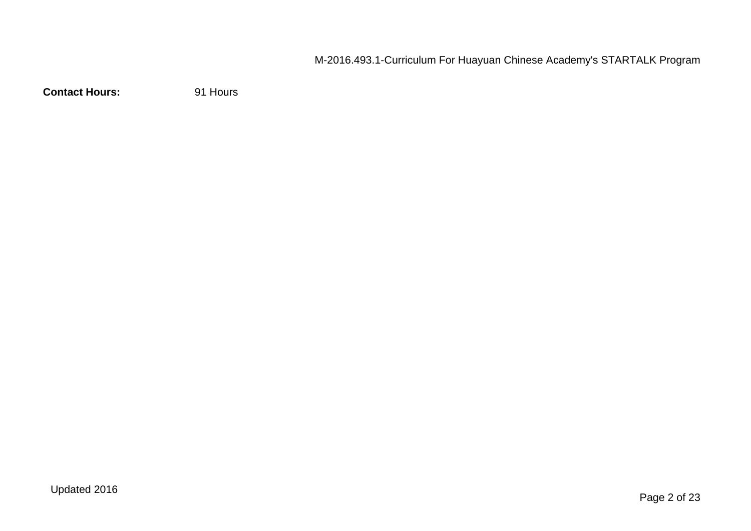**Contact Hours:** 91 Hours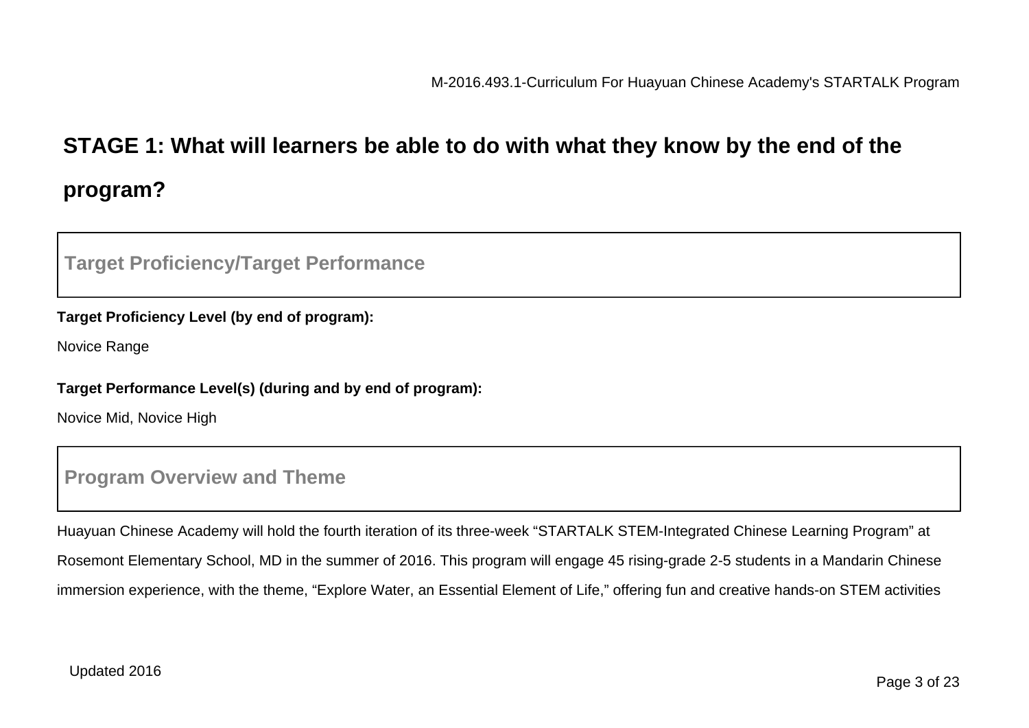## STAGE 1: What will learners be able to do with what they know by the end of the program?

### Target Proficiency/Target Performance

**Target Proficiency Level (by end of program):**

Novice Range

**Target Performance Level(s) (during and by end of program):**

Novice Mid, Novice High

### Program Overview and Theme

Huayuan Chinese Academy will hold the fourth iteration of its three-week "STARTALK STEM-Integrated Chinese Learning Program" at Rosemont Elementary School, MD in the summer of 2016. This program will engage 45 rising-grade 2-5 students in a Mandarin Chinese immersion experience, with the theme, "Explore Water, an Essential Element of Life," offering fun and creative hands-on STEM activities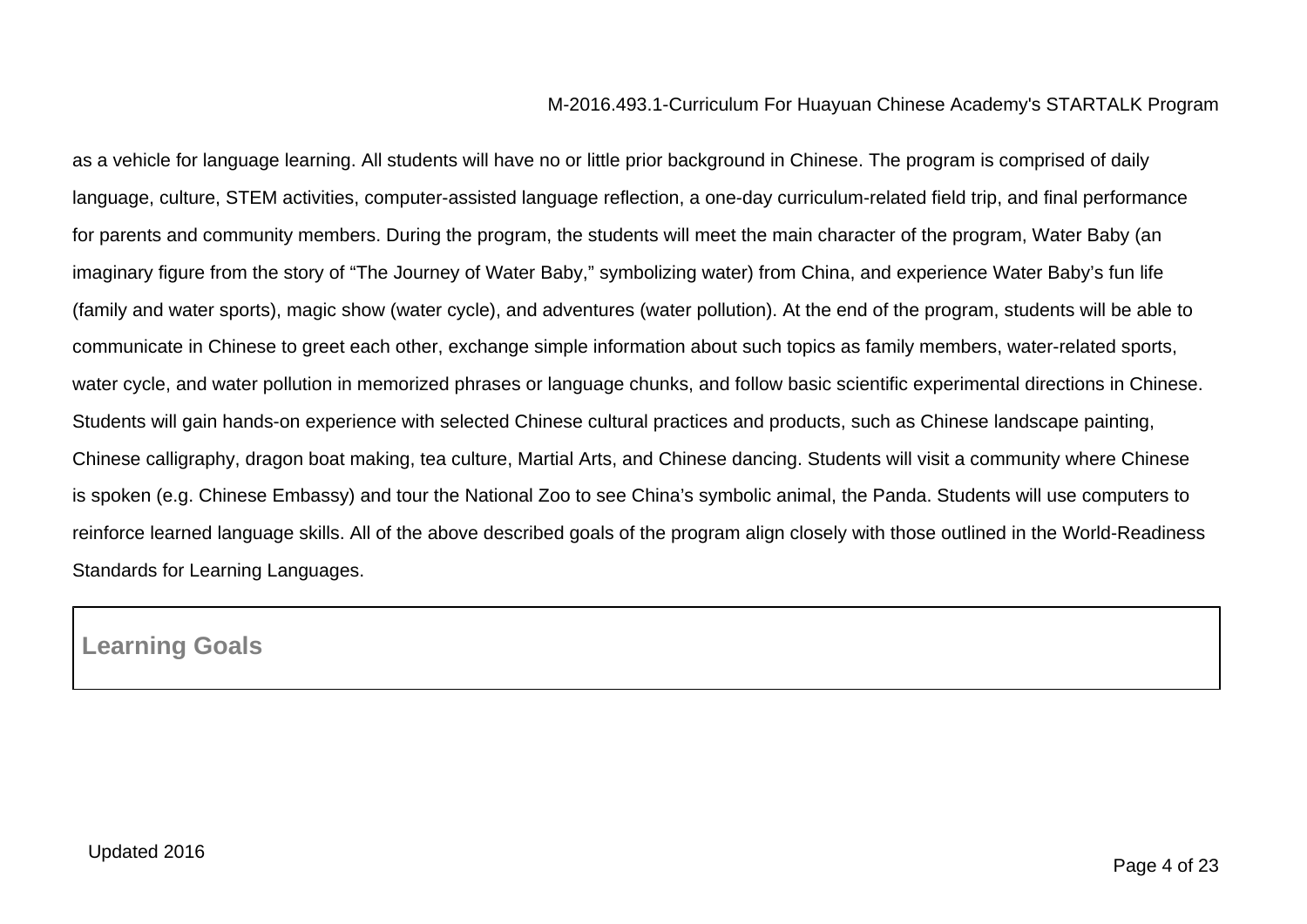as a vehicle for language learning. All students will have no or little prior background in Chinese. The program is comprised of daily language, culture, STEM activities, computer-assisted language reflection, a one-day curriculum-related field trip, and final performance for parents and community members. During the program, the students will meet the main character of the program, Water Baby (an imaginary figure from the story of "The Journey of Water Baby," symbolizing water) from China, and experience Water Baby's fun life (family and water sports), magic show (water cycle), and adventures (water pollution). At the end of the program, students will be able to communicate in Chinese to greet each other, exchange simple information about such topics as family members, water-related sports, water cycle, and water pollution in memorized phrases or language chunks, and follow basic scientific experimental directions in Chinese. Students will gain hands-on experience with selected Chinese cultural practices and products, such as Chinese landscape painting, Chinese calligraphy, dragon boat making, tea culture, Martial Arts, and Chinese dancing. Students will visit a community where Chinese is spoken (e.g. Chinese Embassy) and tour the National Zoo to see China's symbolic animal, the Panda. Students will use computers to reinforce learned language skills. All of the above described goals of the program align closely with those outlined in the World-Readiness Standards for Learning Languages.

## Learning Goals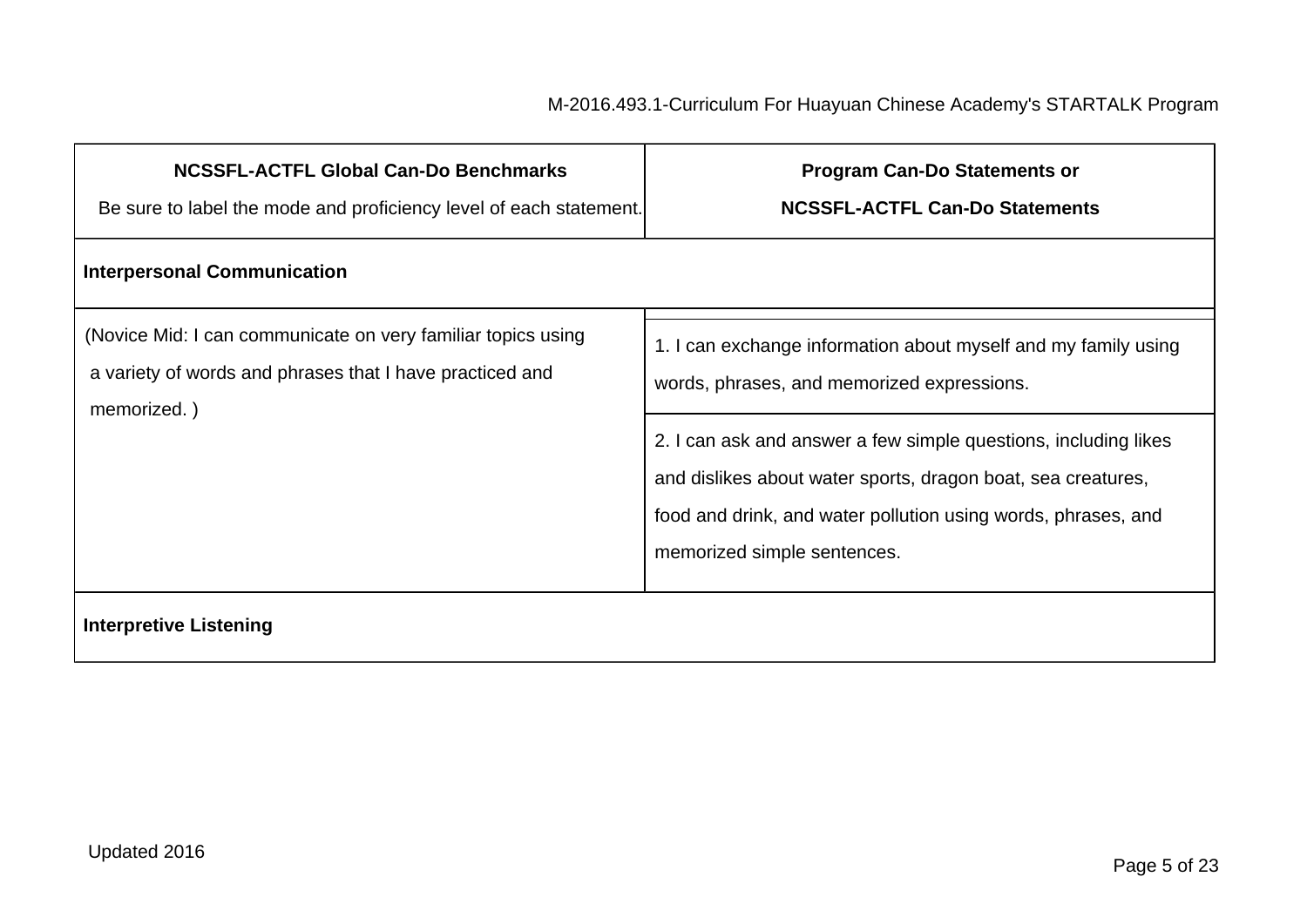| NCSSFL-ACTFL Global Can-Do Benchmarks<br>Be sure to label the mode and proficiency level of each statement. | Program Can-Do Statements or<br>NCSSFL-ACTFL Can-Do Statements |
|---|---|
| **Interpersonal Communication** | |
| (Novice Mid: I can communicate on very familiar topics using a variety of words and phrases that I have practiced and memorized. ) | 1. I can exchange information about myself and my family using words, phrases, and memorized expressions. |
| | 2. I can ask and answer a few simple questions, including likes and dislikes about water sports, dragon boat, sea creatures, food and drink, and water pollution using words, phrases, and memorized simple sentences. |
| **Interpretive Listening** | |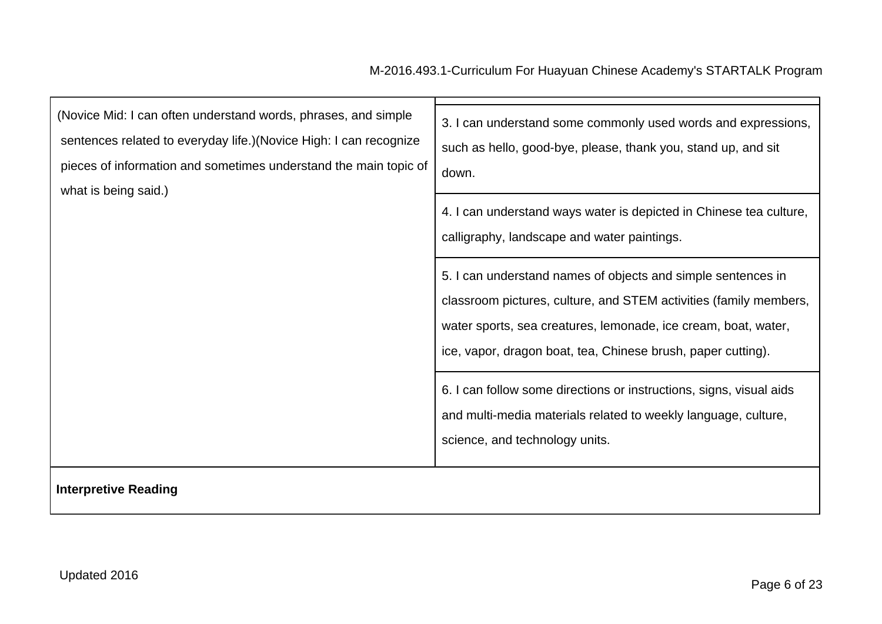| | |
|---|---|
| (Novice Mid: I can often understand words, phrases, and simple sentences related to everyday life.)(Novice High: I can recognize pieces of information and sometimes understand the main topic of what is being said.) | 3. I can understand some commonly used words and expressions, such as hello, good-bye, please, thank you, stand up, and sit down. |
| | 4. I can understand ways water is depicted in Chinese tea culture, calligraphy, landscape and water paintings. |
| | 5. I can understand names of objects and simple sentences in classroom pictures, culture, and STEM activities (family members, water sports, sea creatures, lemonade, ice cream, boat, water, ice, vapor, dragon boat, tea, Chinese brush, paper cutting). |
| | 6. I can follow some directions or instructions, signs, visual aids and multi-media materials related to weekly language, culture, science, and technology units. |
| **Interpretive Reading** | |

Updated 2016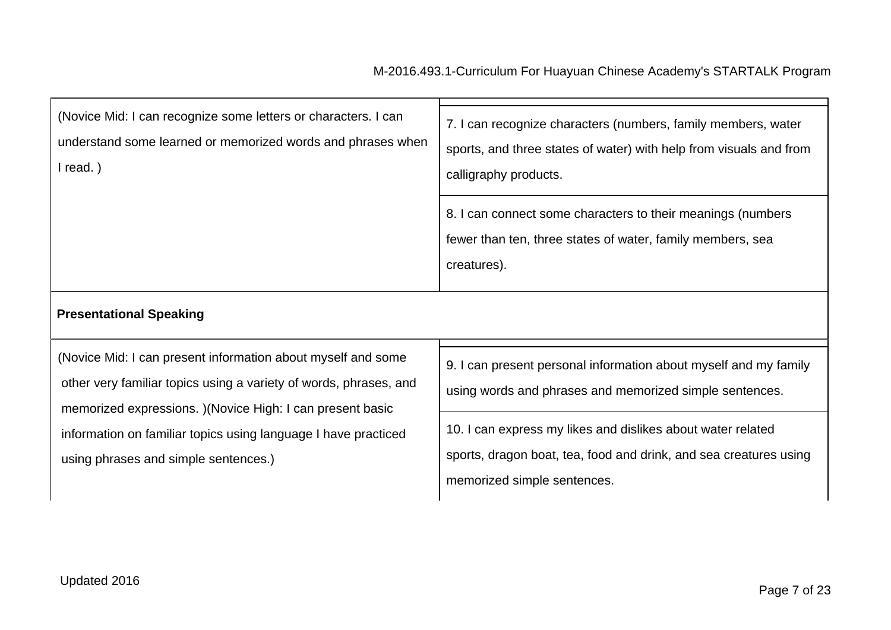| | |
|---|---|
| (Novice Mid: I can recognize some letters or characters. I can understand some learned or memorized words and phrases when I read. ) | 7. I can recognize characters (numbers, family members, water sports, and three states of water) with help from visuals and from calligraphy products. |
| | 8. I can connect some characters to their meanings (numbers fewer than ten, three states of water, family members, sea creatures). |
| **Presentational Speaking** | |
| (Novice Mid: I can present information about myself and some other very familiar topics using a variety of words, phrases, and memorized expressions. )(Novice High: I can present basic information on familiar topics using language I have practiced using phrases and simple sentences.) | 9. I can present personal information about myself and my family using words and phrases and memorized simple sentences. |
| | 10. I can express my likes and dislikes about water related sports, dragon boat, tea, food and drink, and sea creatures using memorized simple sentences. |

Updated 2016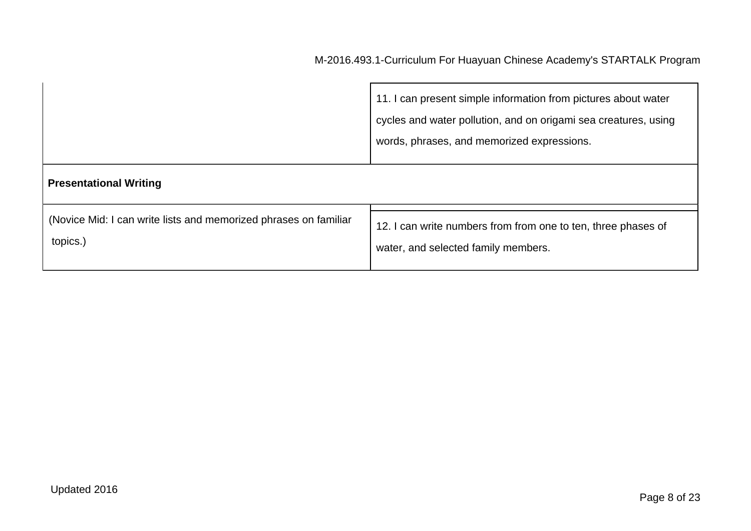| | |
|---|---|
| | 11. I can present simple information from pictures about water cycles and water pollution, and on origami sea creatures, using words, phrases, and memorized expressions. |
| **Presentational Writing** | |
| (Novice Mid: I can write lists and memorized phrases on familiar topics.) | 12. I can write numbers from from one to ten, three phases of water, and selected family members. |

Updated 2016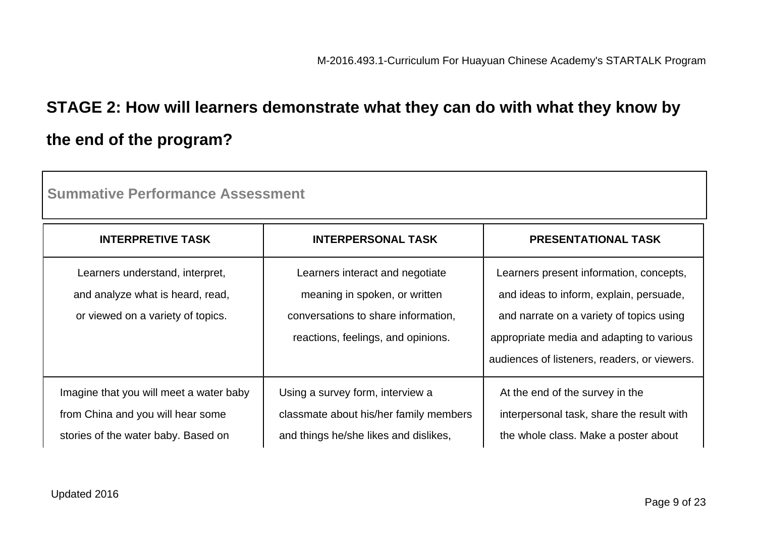## STAGE 2: How will learners demonstrate what they can do with what they know by the end of the program?

**Summative Performance Assessment**

| INTERPRETIVE TASK | INTERPERSONAL TASK | PRESENTATIONAL TASK |
|---|---|---|
| Learners understand, interpret, and analyze what is heard, read, or viewed on a variety of topics. | Learners interact and negotiate meaning in spoken, or written conversations to share information, reactions, feelings, and opinions. | Learners present information, concepts, and ideas to inform, explain, persuade, and narrate on a variety of topics using appropriate media and adapting to various audiences of listeners, readers, or viewers. |
| Imagine that you will meet a water baby from China and you will hear some stories of the water baby. Based on | Using a survey form, interview a classmate about his/her family members and things he/she likes and dislikes, | At the end of the survey in the interpersonal task, share the result with the whole class. Make a poster about |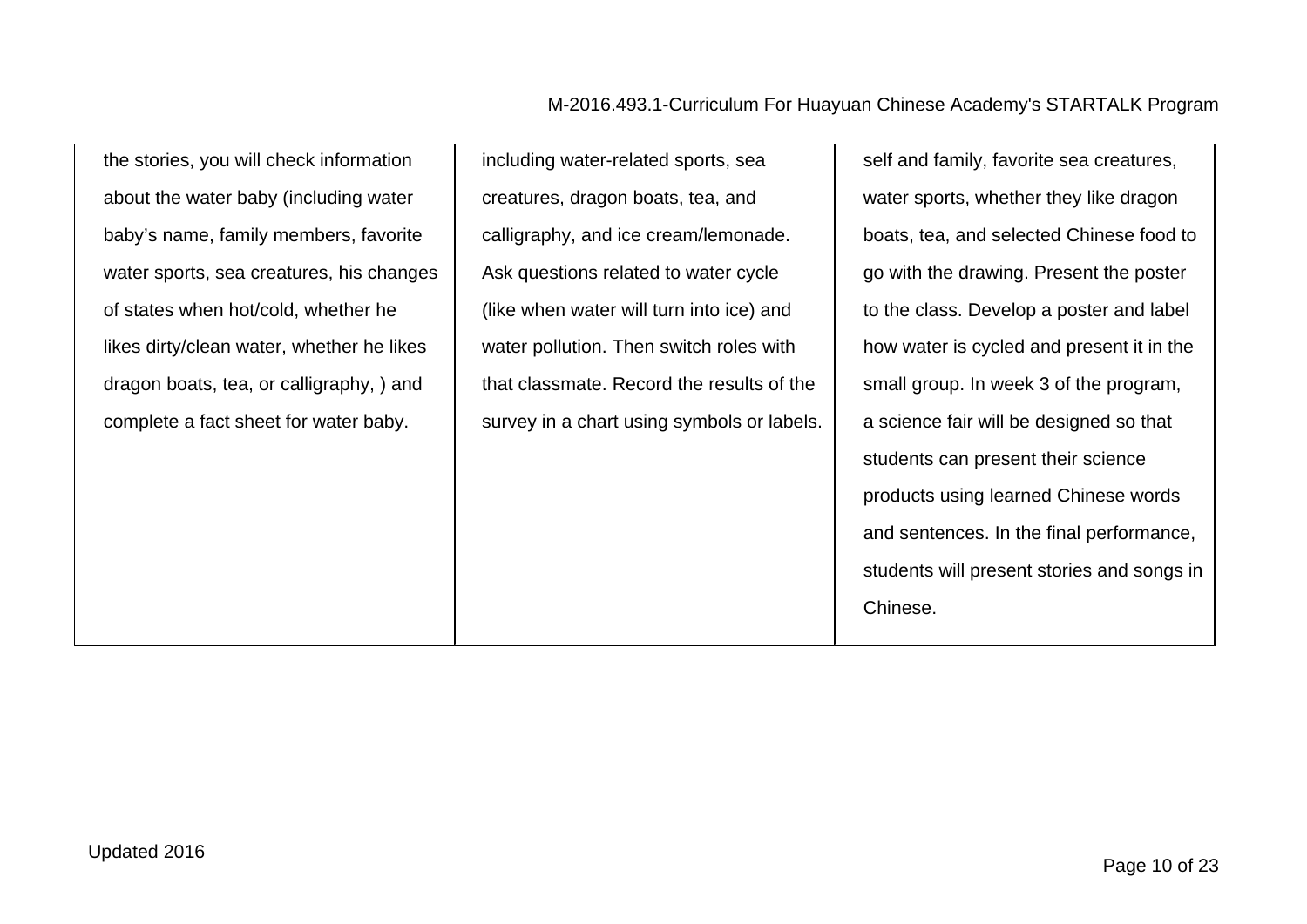| | | |
|---|---|---|
| the stories, you will check information about the water baby (including water baby's name, family members, favorite water sports, sea creatures, his changes of states when hot/cold, whether he likes dirty/clean water, whether he likes dragon boats, tea, or calligraphy, ) and complete a fact sheet for water baby. | including water-related sports, sea creatures, dragon boats, tea, and calligraphy, and ice cream/lemonade. Ask questions related to water cycle (like when water will turn into ice) and water pollution. Then switch roles with that classmate. Record the results of the survey in a chart using symbols or labels. | self and family, favorite sea creatures, water sports, whether they like dragon boats, tea, and selected Chinese food to go with the drawing. Present the poster to the class. Develop a poster and label how water is cycled and present it in the small group. In week 3 of the program, a science fair will be designed so that students can present their science products using learned Chinese words and sentences. In the final performance, students will present stories and songs in Chinese. |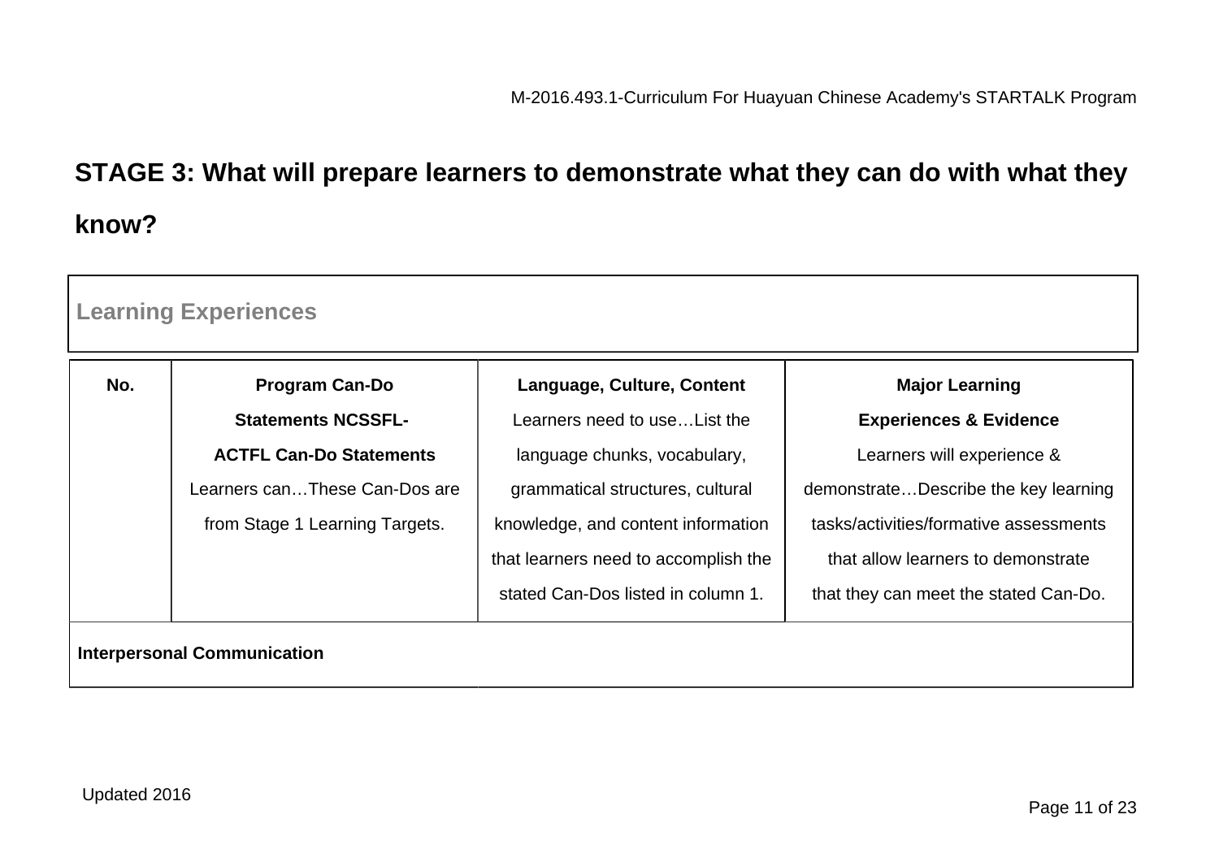## STAGE 3: What will prepare learners to demonstrate what they can do with what they know?

### Learning Experiences

| No. | **Program Can-Do Statements NCSSFL-ACTFL Can-Do Statements** Learners can…These Can-Dos are from Stage 1 Learning Targets. | **Language, Culture, Content** Learners need to use…List the language chunks, vocabulary, grammatical structures, cultural knowledge, and content information that learners need to accomplish the stated Can-Dos listed in column 1. | **Major Learning Experiences & Evidence** Learners will experience & demonstrate…Describe the key learning tasks/activities/formative assessments that allow learners to demonstrate that they can meet the stated Can-Do. |
|---|---|---|---|
| **Interpersonal Communication** | | | |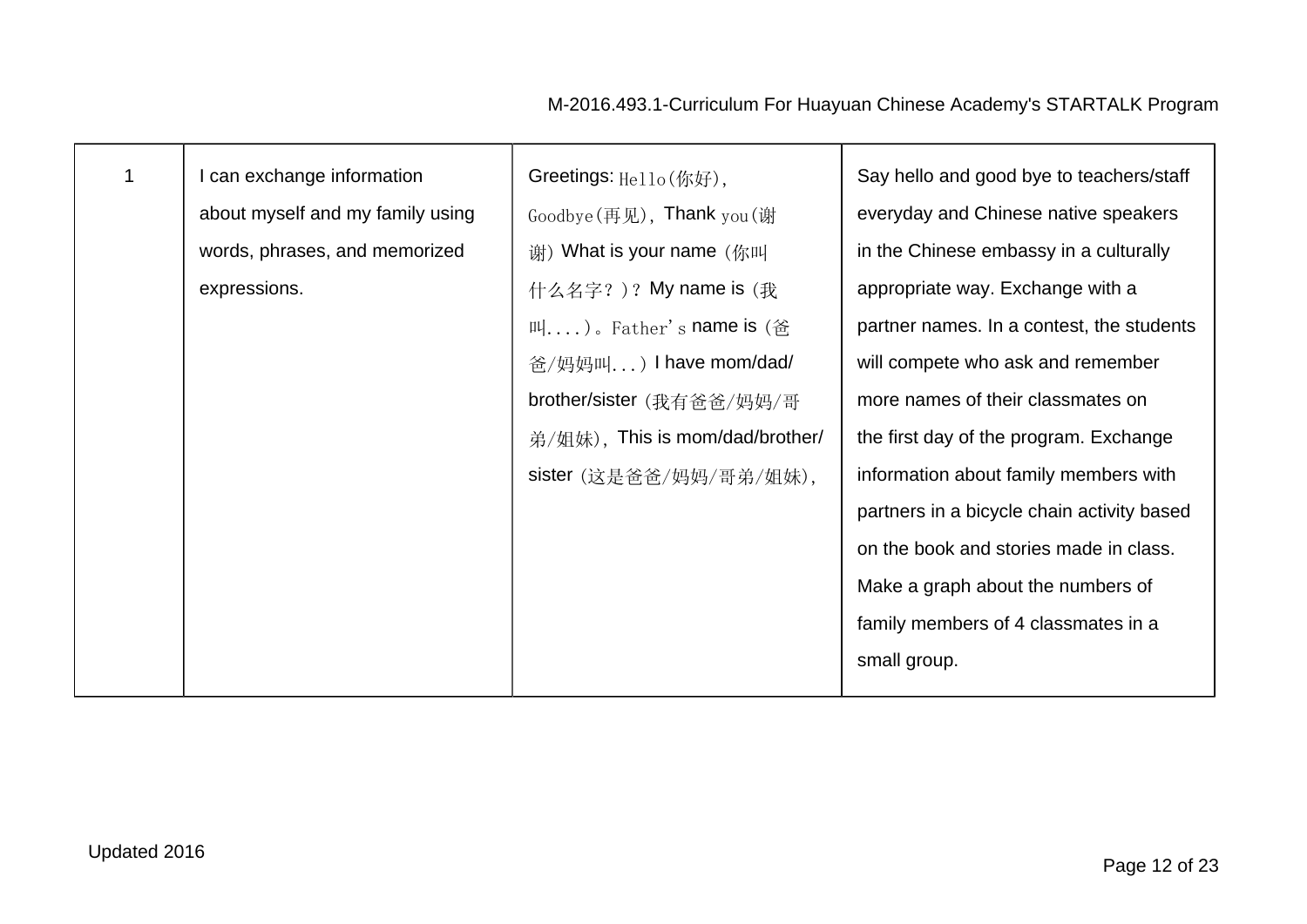| 1 | I can exchange information about myself and my family using words, phrases, and memorized expressions. | Greetings: Hello(你好), Goodbye(再见), Thank you(谢谢) What is your name (你叫什么名字？)？My name is (我叫....)。Father's name is (爸爸/妈妈叫...) I have mom/dad/brother/sister (我有爸爸/妈妈/哥弟/姐妹), This is mom/dad/brother/sister (这是爸爸/妈妈/哥弟/姐妹), | Say hello and good bye to teachers/staff everyday and Chinese native speakers in the Chinese embassy in a culturally appropriate way. Exchange with a partner names. In a contest, the students will compete who ask and remember more names of their classmates on the first day of the program. Exchange information about family members with partners in a bicycle chain activity based on the book and stories made in class. Make a graph about the numbers of family members of 4 classmates in a small group. |
|---|---|---|---|

Updated 2016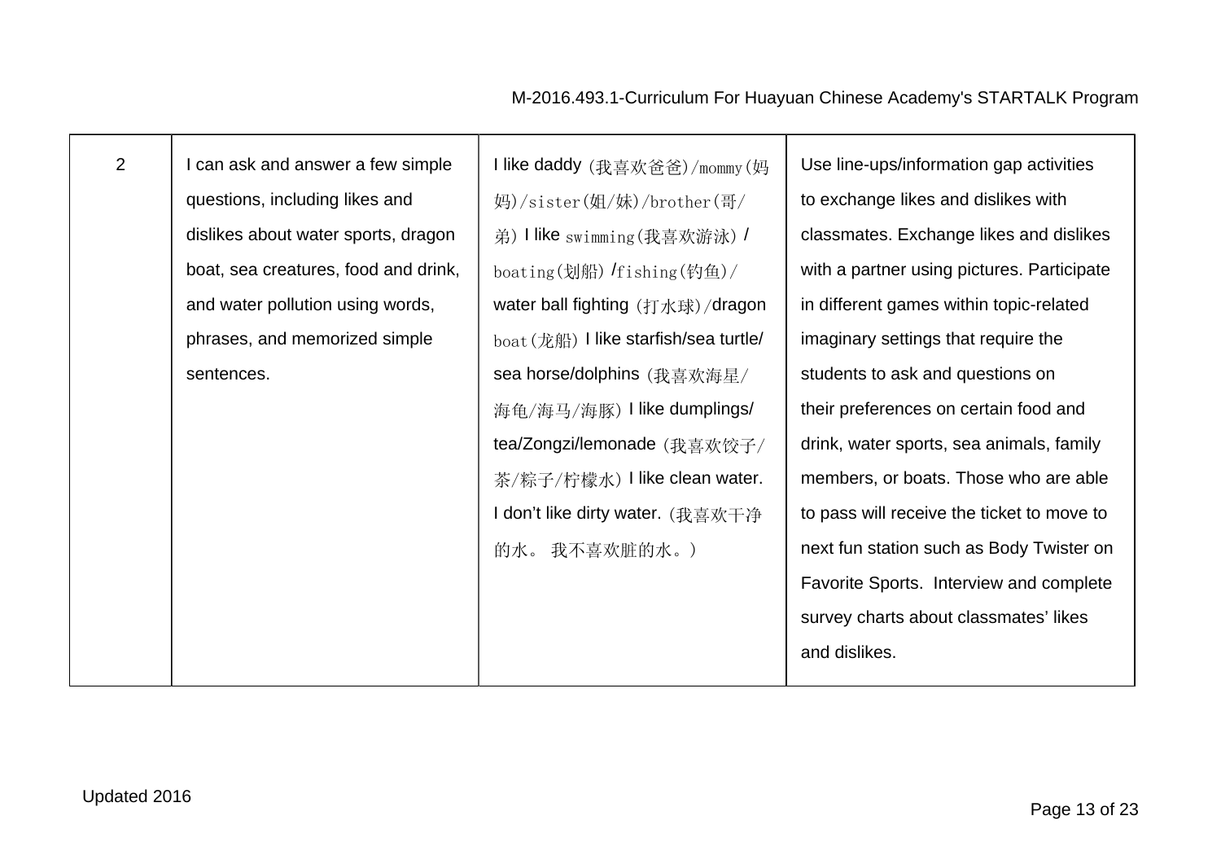| | | | |
|---|---|---|---|
| 2 | I can ask and answer a few simple questions, including likes and dislikes about water sports, dragon boat, sea creatures, food and drink, and water pollution using words, phrases, and memorized simple sentences. | I like daddy (我喜欢爸爸)/mommy(妈妈)/sister(姐/妹)/brother(哥/弟) I like swimming(我喜欢游泳) / boating(划船) /fishing(钓鱼)/ water ball fighting (打水球)/dragon boat(龙船) I like starfish/sea turtle/ sea horse/dolphins (我喜欢海星/海龟/海马/海豚) I like dumplings/ tea/Zongzi/lemonade (我喜欢饺子/茶/粽子/柠檬水) I like clean water. I don't like dirty water. (我喜欢干净的水。 我不喜欢脏的水。) | Use line-ups/information gap activities to exchange likes and dislikes with classmates. Exchange likes and dislikes with a partner using pictures. Participate in different games within topic-related imaginary settings that require the students to ask and questions on their preferences on certain food and drink, water sports, sea animals, family members, or boats. Those who are able to pass will receive the ticket to move to next fun station such as Body Twister on Favorite Sports. Interview and complete survey charts about classmates' likes and dislikes. |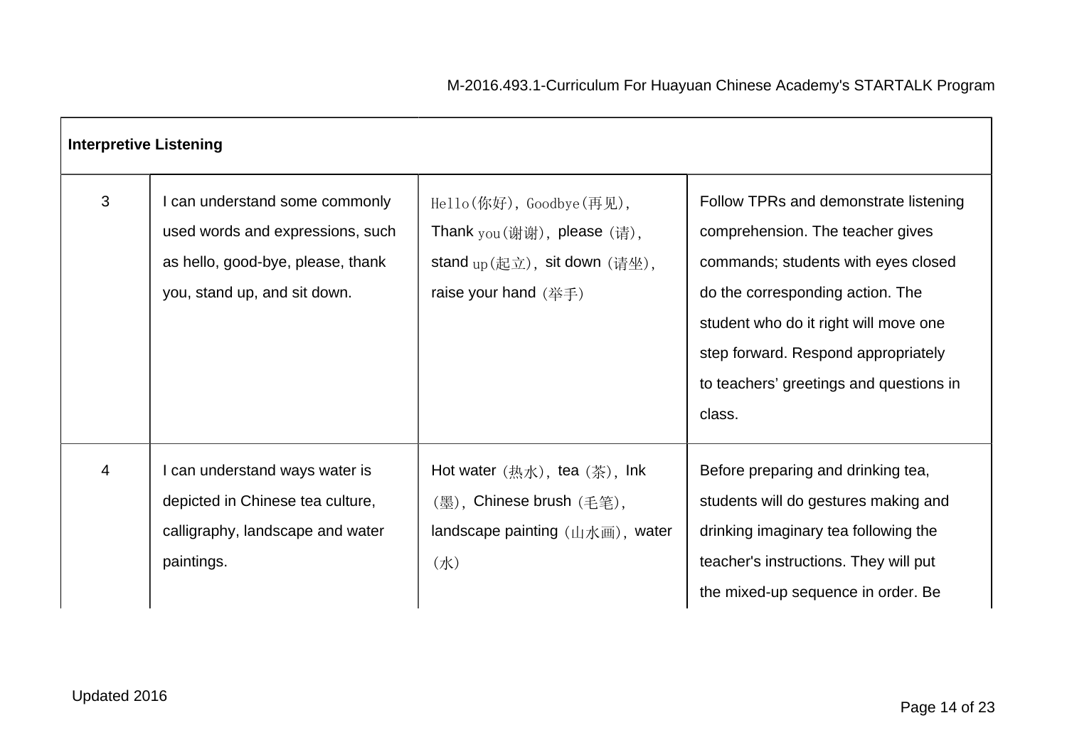| Interpretive Listening | | | |
|---|---|---|---|
| 3 | I can understand some commonly used words and expressions, such as hello, good-bye, please, thank you, stand up, and sit down. | Hello(你好), Goodbye(再见), Thank you(谢谢), please (请), stand up(起立), sit down (请坐), raise your hand (举手) | Follow TPRs and demonstrate listening comprehension. The teacher gives commands; students with eyes closed do the corresponding action. The student who do it right will move one step forward. Respond appropriately to teachers' greetings and questions in class. |
| 4 | I can understand ways water is depicted in Chinese tea culture, calligraphy, landscape and water paintings. | Hot water (热水), tea (茶), Ink (墨), Chinese brush (毛笔), landscape painting (山水画), water (水) | Before preparing and drinking tea, students will do gestures making and drinking imaginary tea following the teacher's instructions. They will put the mixed-up sequence in order. Be |

Updated 2016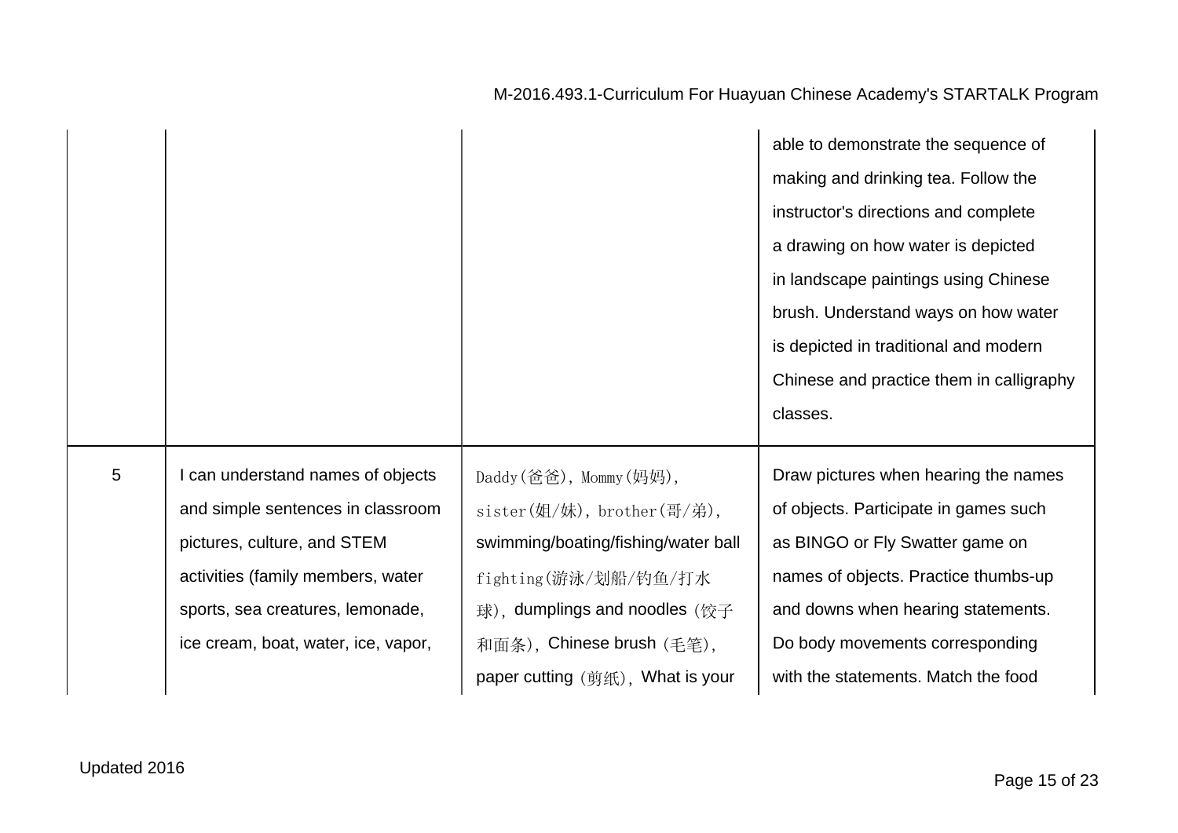| | | | |
|---|---|---|---|
| | | | able to demonstrate the sequence of making and drinking tea. Follow the instructor's directions and complete a drawing on how water is depicted in landscape paintings using Chinese brush. Understand ways on how water is depicted in traditional and modern Chinese and practice them in calligraphy classes. |
| 5 | I can understand names of objects and simple sentences in classroom pictures, culture, and STEM activities (family members, water sports, sea creatures, lemonade, ice cream, boat, water, ice, vapor, | Daddy(爸爸), Mommy(妈妈), sister(姐/妹), brother(哥/弟), swimming/boating/fishing/water ball fighting(游泳/划船/钓鱼/打水球), dumplings and noodles (饺子和面条), Chinese brush (毛笔), paper cutting (剪纸), What is your | Draw pictures when hearing the names of objects. Participate in games such as BINGO or Fly Swatter game on names of objects. Practice thumbs-up and downs when hearing statements. Do body movements corresponding with the statements. Match the food |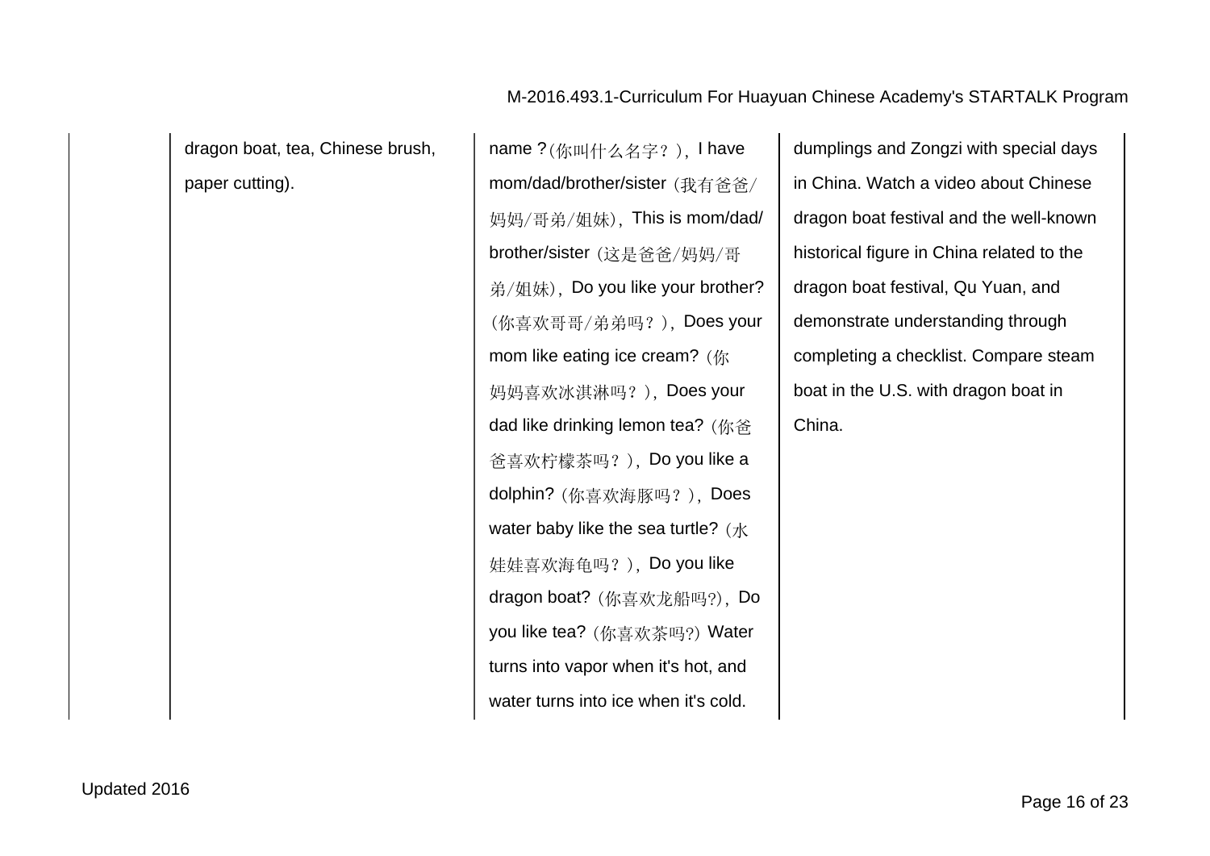| | | | |
|---|---|---|---|
| | dragon boat, tea, Chinese brush, paper cutting). | name ?(你叫什么名字？), I have mom/dad/brother/sister (我有爸爸/妈妈/哥弟/姐妹), This is mom/dad/ brother/sister (这是爸爸/妈妈/哥弟/姐妹), Do you like your brother?(你喜欢哥哥/弟弟吗？), Does your mom like eating ice cream? (你妈妈喜欢冰淇淋吗？), Does your dad like drinking lemon tea? (你爸爸喜欢柠檬茶吗？), Do you like a dolphin? (你喜欢海豚吗？), Does water baby like the sea turtle? (水娃娃喜欢海龟吗？), Do you like dragon boat? (你喜欢龙船吗?), Do you like tea? (你喜欢茶吗?) Water turns into vapor when it's hot, and water turns into ice when it's cold. | dumplings and Zongzi with special days in China. Watch a video about Chinese dragon boat festival and the well-known historical figure in China related to the dragon boat festival, Qu Yuan, and demonstrate understanding through completing a checklist. Compare steam boat in the U.S. with dragon boat in China. |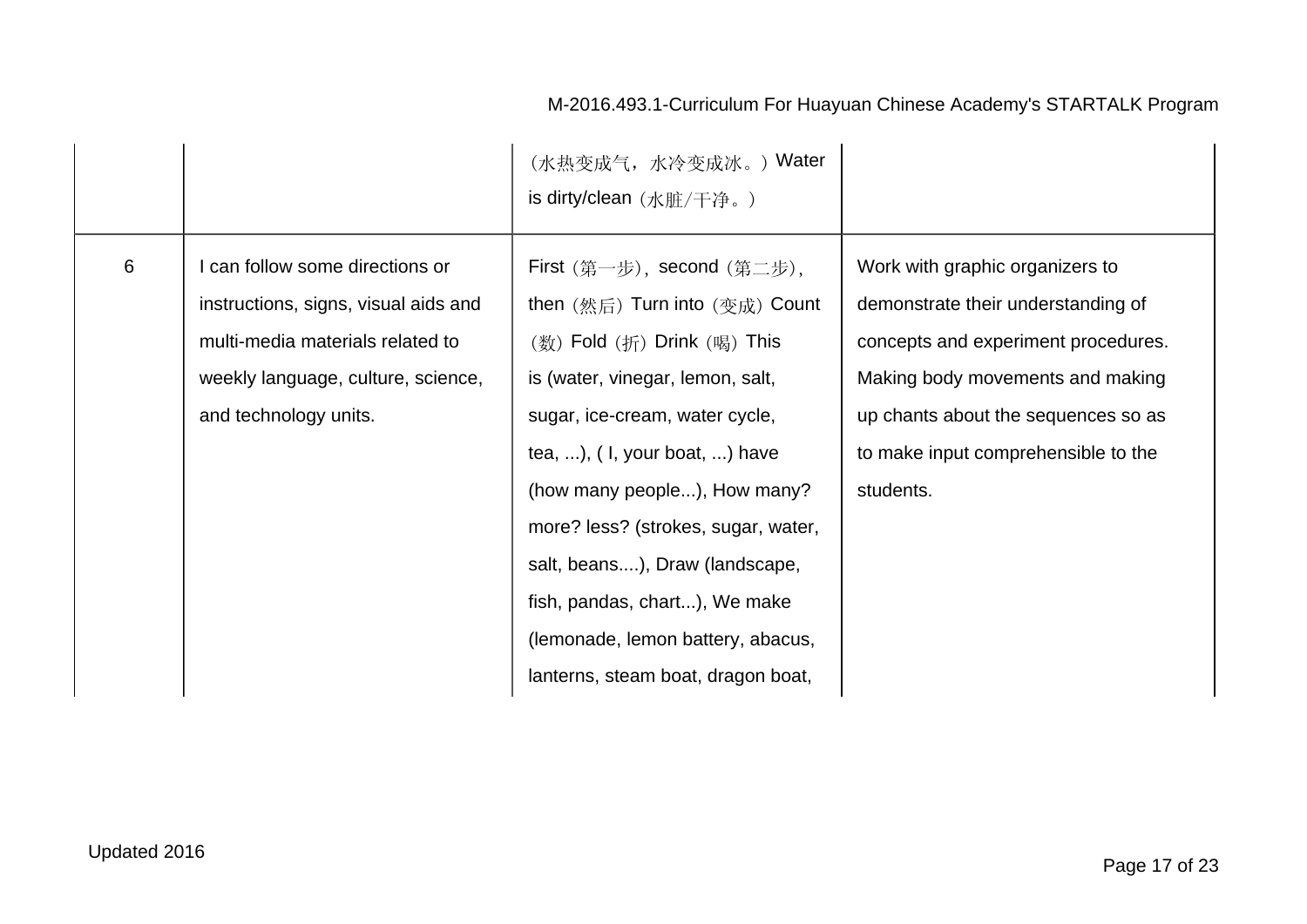| | | | |
|---|---|---|---|
| | | （水热变成气，水冷变成冰。）Water is dirty/clean（水脏/干净。） | |
| 6 | I can follow some directions or instructions, signs, visual aids and multi-media materials related to weekly language, culture, science, and technology units. | First（第一步），second（第二步），then（然后）Turn into（变成）Count（数）Fold（折）Drink（喝）This is (water, vinegar, lemon, salt, sugar, ice-cream, water cycle, tea, ...), ( I, your boat, ...) have (how many people...), How many? more? less? (strokes, sugar, water, salt, beans....), Draw (landscape, fish, pandas, chart...), We make (lemonade, lemon battery, abacus, lanterns, steam boat, dragon boat, | Work with graphic organizers to demonstrate their understanding of concepts and experiment procedures. Making body movements and making up chants about the sequences so as to make input comprehensible to the students. |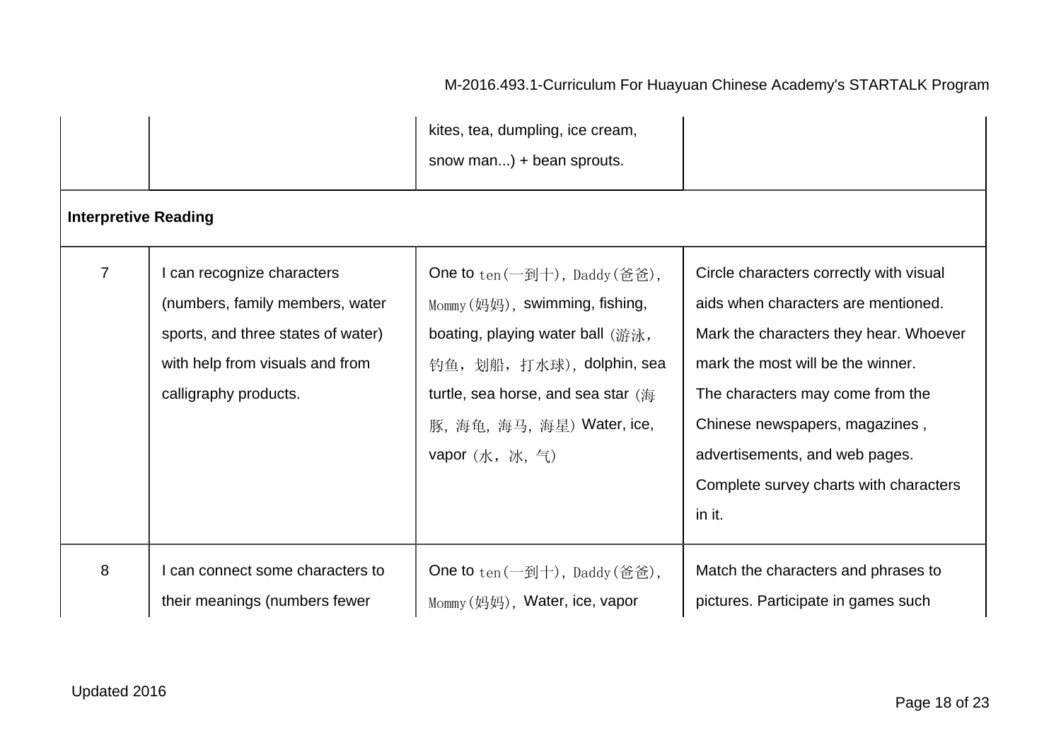| | | | |
|---|---|---|---|
| | | kites, tea, dumpling, ice cream, snow man...) + bean sprouts. | |
| **Interpretive Reading** | | | |
| 7 | I can recognize characters (numbers, family members, water sports, and three states of water) with help from visuals and from calligraphy products. | One to ten(一到十), Daddy(爸爸), Mommy(妈妈), swimming, fishing, boating, playing water ball (游泳，钓鱼，划船，打水球), dolphin, sea turtle, sea horse, and sea star (海豚, 海龟, 海马, 海星) Water, ice, vapor (水，冰, 气) | Circle characters correctly with visual aids when characters are mentioned. Mark the characters they hear. Whoever mark the most will be the winner. The characters may come from the Chinese newspapers, magazines , advertisements, and web pages. Complete survey charts with characters in it. |
| 8 | I can connect some characters to their meanings (numbers fewer | One to ten(一到十), Daddy(爸爸), Mommy(妈妈), Water, ice, vapor | Match the characters and phrases to pictures. Participate in games such |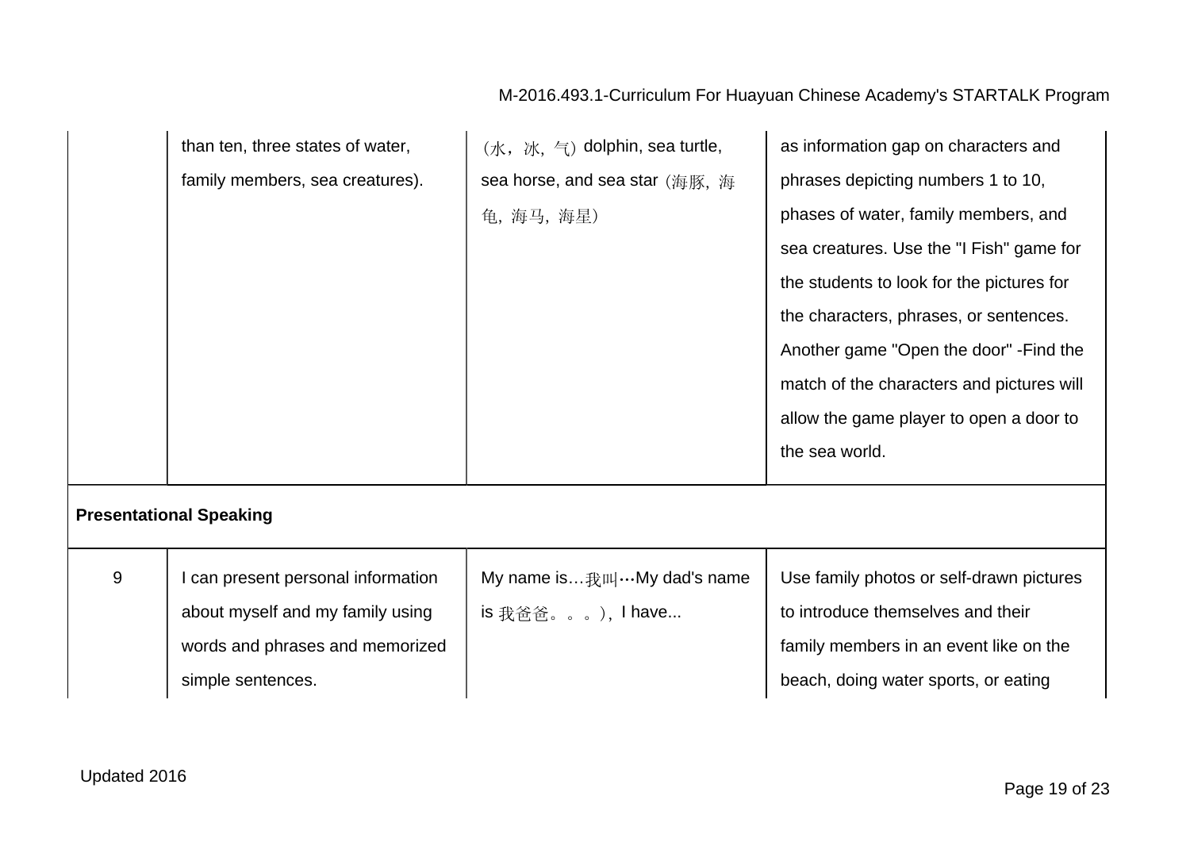| | | | |
|---|---|---|---|
| | than ten, three states of water, family members, sea creatures). | （水，冰，气）dolphin, sea turtle, sea horse, and sea star（海豚，海龟，海马，海星） | as information gap on characters and phrases depicting numbers 1 to 10, phases of water, family members, and sea creatures. Use the "I Fish" game for the students to look for the pictures for the characters, phrases, or sentences. Another game "Open the door" -Find the match of the characters and pictures will allow the game player to open a door to the sea world. |
| **Presentational Speaking** | | | |
| 9 | I can present personal information about myself and my family using words and phrases and memorized simple sentences. | My name is…我叫…My dad's name is 我爸爸。。。)，I have... | Use family photos or self-drawn pictures to introduce themselves and their family members in an event like on the beach, doing water sports, or eating |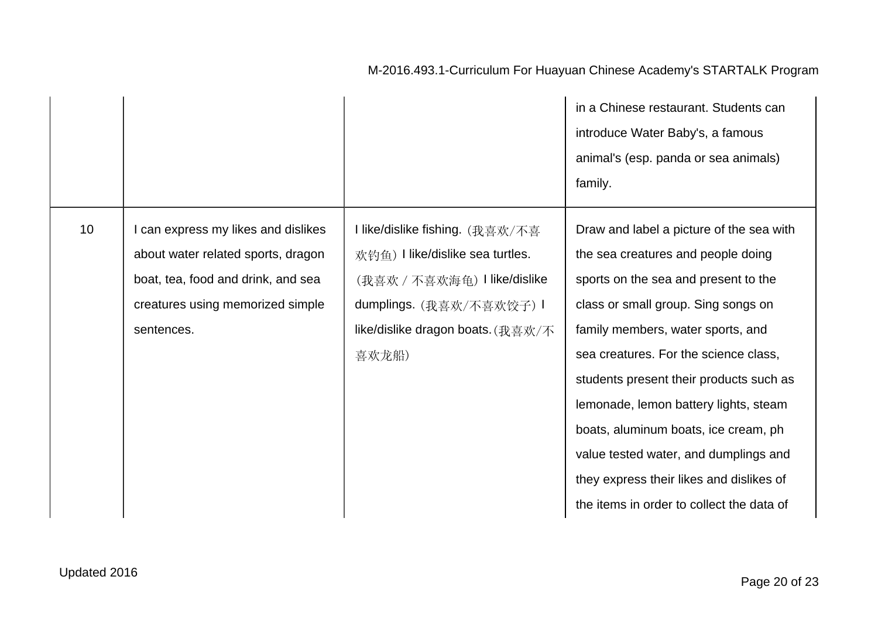| | | | |
|---|---|---|---|
| | | | in a Chinese restaurant. Students can introduce Water Baby's, a famous animal's (esp. panda or sea animals) family. |
| 10 | I can express my likes and dislikes about water related sports, dragon boat, tea, food and drink, and sea creatures using memorized simple sentences. | I like/dislike fishing. (我喜欢/不喜欢钓鱼) I like/dislike sea turtles. (我喜欢 / 不喜欢海龟) I like/dislike dumplings. (我喜欢/不喜欢饺子) I like/dislike dragon boats. (我喜欢/不喜欢龙船) | Draw and label a picture of the sea with the sea creatures and people doing sports on the sea and present to the class or small group. Sing songs on family members, water sports, and sea creatures. For the science class, students present their products such as lemonade, lemon battery lights, steam boats, aluminum boats, ice cream, ph value tested water, and dumplings and they express their likes and dislikes of the items in order to collect the data of |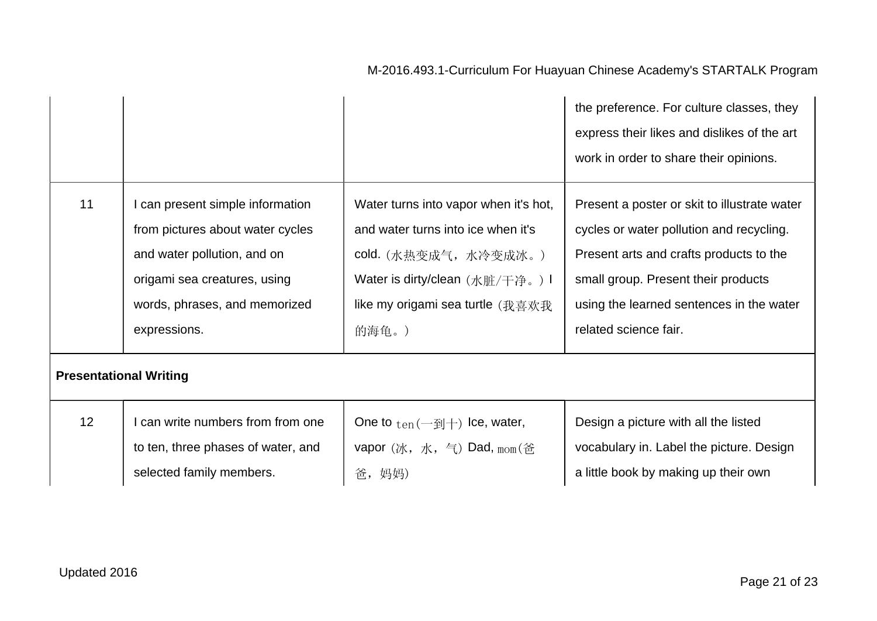| | | | |
|---|---|---|---|
| | | | the preference. For culture classes, they express their likes and dislikes of the art work in order to share their opinions. |
| 11 | I can present simple information from pictures about water cycles and water pollution, and on origami sea creatures, using words, phrases, and memorized expressions. | Water turns into vapor when it's hot, and water turns into ice when it's cold.（水热变成气，水冷变成冰。）Water is dirty/clean（水脏/干净。）I like my origami sea turtle（我喜欢我的海龟。） | Present a poster or skit to illustrate water cycles or water pollution and recycling. Present arts and crafts products to the small group. Present their products using the learned sentences in the water related science fair. |
| **Presentational Writing** | | | |
| 12 | I can write numbers from from one to ten, three phases of water, and selected family members. | One to ten(一到十) Ice, water, vapor（冰，水，气) Dad, mom(爸爸，妈妈) | Design a picture with all the listed vocabulary in. Label the picture. Design a little book by making up their own |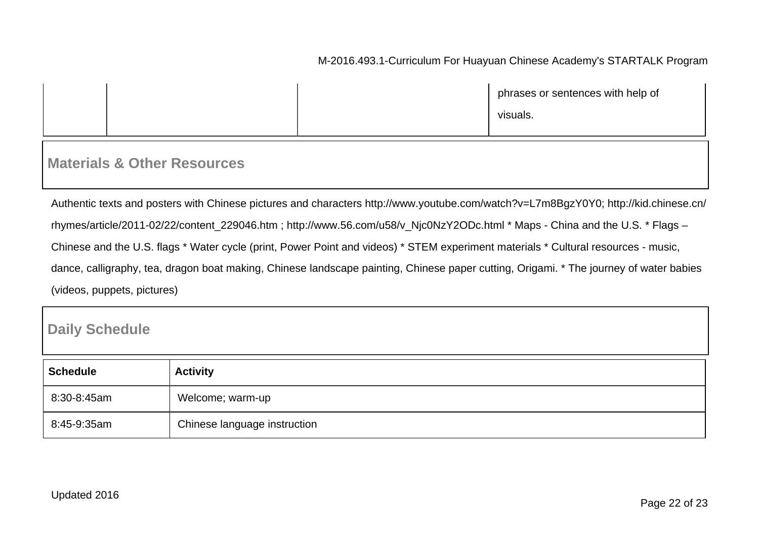| | | | phrases or sentences with help of visuals. |
|---|---|---|---|

## Materials & Other Resources

Authentic texts and posters with Chinese pictures and characters http://www.youtube.com/watch?v=L7m8BgzY0Y0; http://kid.chinese.cn/rhymes/article/2011-02/22/content_229046.htm ; http://www.56.com/u58/v_Njc0NzY2ODc.html * Maps - China and the U.S. * Flags – Chinese and the U.S. flags * Water cycle (print, Power Point and videos) * STEM experiment materials * Cultural resources - music, dance, calligraphy, tea, dragon boat making, Chinese landscape painting, Chinese paper cutting, Origami. * The journey of water babies (videos, puppets, pictures)

## Daily Schedule

| Schedule | Activity |
|---|---|
| 8:30-8:45am | Welcome; warm-up |
| 8:45-9:35am | Chinese language instruction |

Updated 2016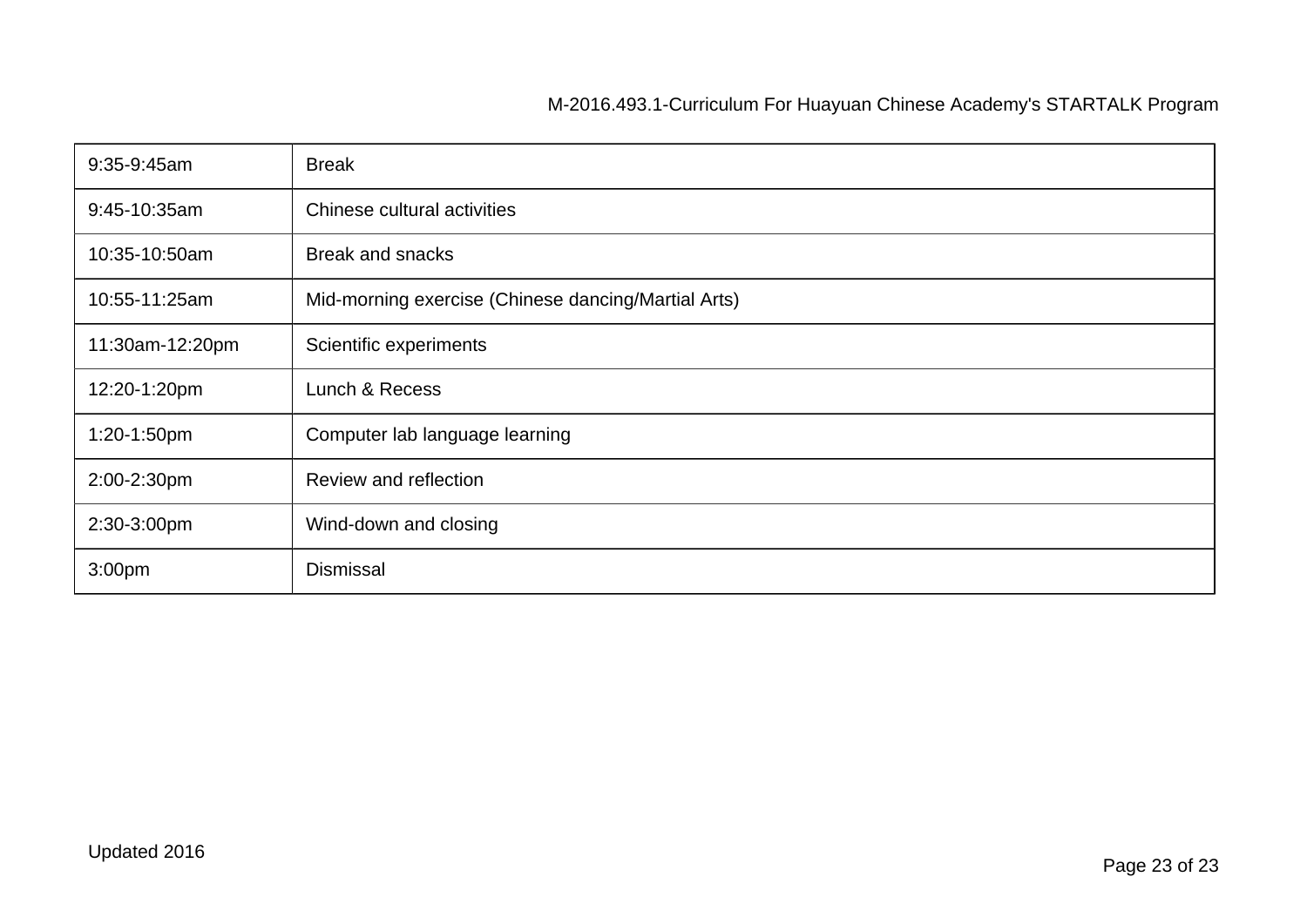| | |
|---|---|
| 9:35-9:45am | Break |
| 9:45-10:35am | Chinese cultural activities |
| 10:35-10:50am | Break and snacks |
| 10:55-11:25am | Mid-morning exercise (Chinese dancing/Martial Arts) |
| 11:30am-12:20pm | Scientific experiments |
| 12:20-1:20pm | Lunch & Recess |
| 1:20-1:50pm | Computer lab language learning |
| 2:00-2:30pm | Review and reflection |
| 2:30-3:00pm | Wind-down and closing |
| 3:00pm | Dismissal |